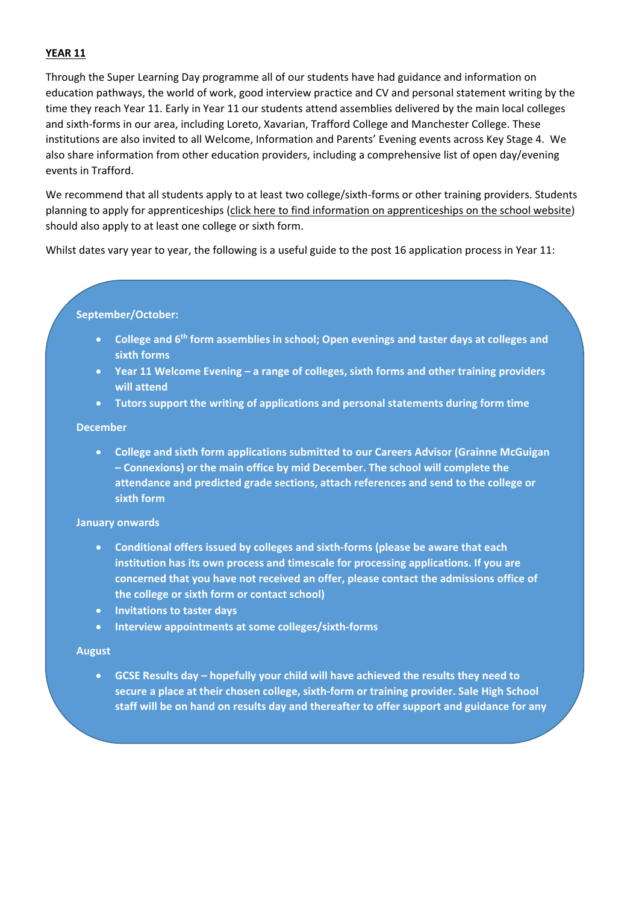## YEAR 11

Through the Super Learning Day programme all of our students have had guidance and information on education pathways, the world of work, good interview practice and CV and personal statement writing by the time they reach Year 11. Early in Year 11 our students attend assemblies delivered by the main local colleges and sixth-forms in our area, including Loreto, Xavarian, Trafford College and Manchester College. These institutions are also invited to all Welcome, Information and Parents' Evening events across Key Stage 4. We also share information from other education providers, including a comprehensive list of open day/evening events in Trafford.

We recommend that all students apply to at least two college/sixth-forms or other training providers. Students planning to apply for apprenticeships (click here to find information on apprenticeships on the school website) should also apply to at least one college or sixth form.

Whilst dates vary year to year, the following is a useful guide to the post 16 application process in Year 11:

**September/October:**

- **College and 6th form assemblies in school; Open evenings and taster days at colleges and sixth forms**
- **Year 11 Welcome Evening – a range of colleges, sixth forms and other training providers will attend**
- **Tutors support the writing of applications and personal statements during form time**

**December**

- **College and sixth form applications submitted to our Careers Advisor (Grainne McGuigan – Connexions) or the main office by mid December. The school will complete the attendance and predicted grade sections, attach references and send to the college or sixth form**

**January onwards**

- **Conditional offers issued by colleges and sixth-forms (please be aware that each institution has its own process and timescale for processing applications. If you are concerned that you have not received an offer, please contact the admissions office of the college or sixth form or contact school)**
- **Invitations to taster days**
- **Interview appointments at some colleges/sixth-forms**

**August**

- **GCSE Results day – hopefully your child will have achieved the results they need to secure a place at their chosen college, sixth-form or training provider. Sale High School staff will be on hand on results day and thereafter to offer support and guidance for any**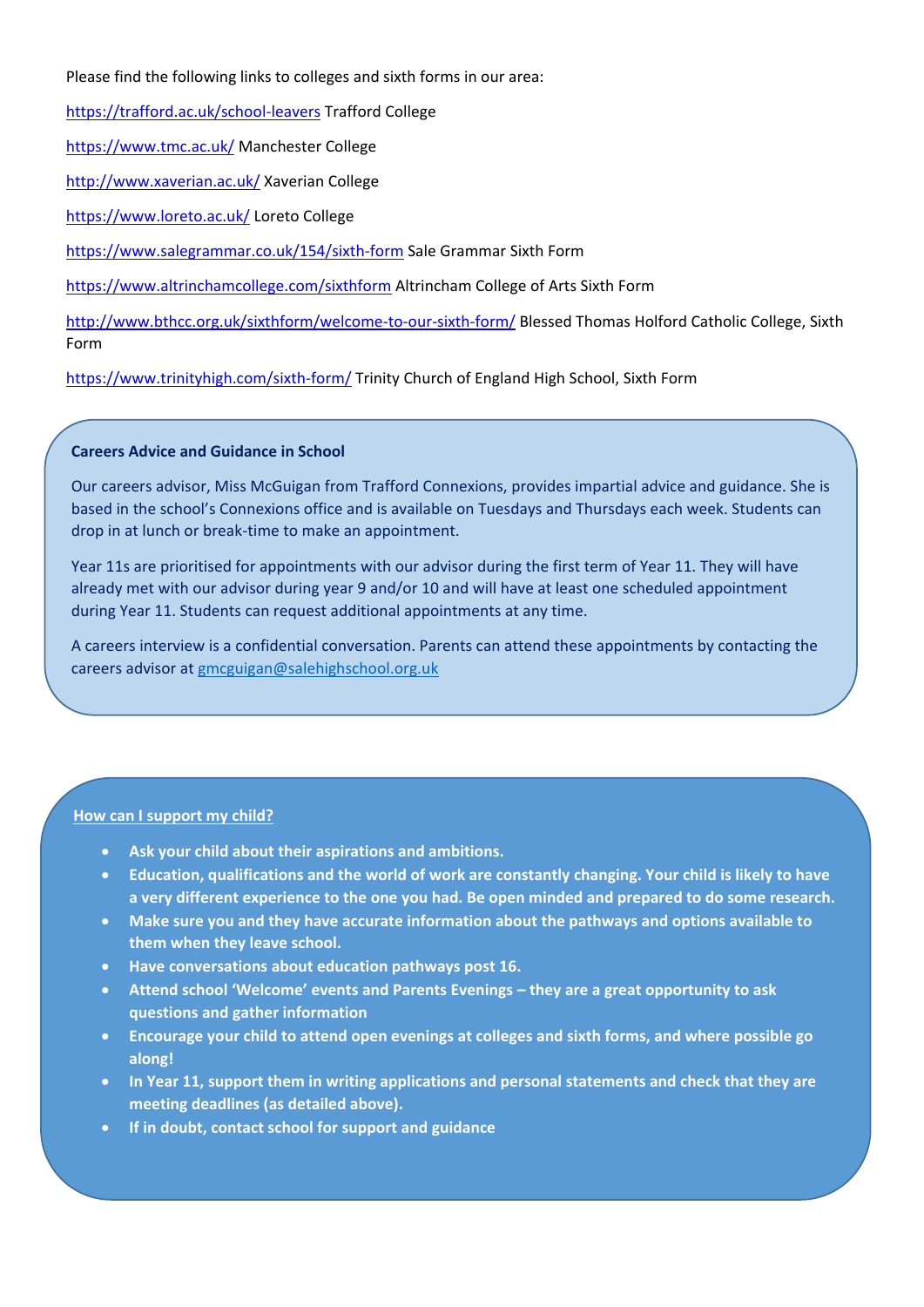Please find the following links to colleges and sixth forms in our area:

https://trafford.ac.uk/school-leavers Trafford College

https://www.tmc.ac.uk/ Manchester College

http://www.xaverian.ac.uk/ Xaverian College

https://www.loreto.ac.uk/ Loreto College

https://www.salegrammar.co.uk/154/sixth-form Sale Grammar Sixth Form

https://www.altrinchamcollege.com/sixthform Altrincham College of Arts Sixth Form

http://www.bthcc.org.uk/sixthform/welcome-to-our-sixth-form/ Blessed Thomas Holford Catholic College, Sixth Form

https://www.trinityhigh.com/sixth-form/ Trinity Church of England High School, Sixth Form

### Careers Advice and Guidance in School

Our careers advisor, Miss McGuigan from Trafford Connexions, provides impartial advice and guidance. She is based in the school's Connexions office and is available on Tuesdays and Thursdays each week. Students can drop in at lunch or break-time to make an appointment.

Year 11s are prioritised for appointments with our advisor during the first term of Year 11. They will have already met with our advisor during year 9 and/or 10 and will have at least one scheduled appointment during Year 11. Students can request additional appointments at any time.

A careers interview is a confidential conversation. Parents can attend these appointments by contacting the careers advisor at gmcguigan@salehighschool.org.uk

### How can I support my child?

- **Ask your child about their aspirations and ambitions.**
- **Education, qualifications and the world of work are constantly changing. Your child is likely to have a very different experience to the one you had. Be open minded and prepared to do some research.**
- **Make sure you and they have accurate information about the pathways and options available to them when they leave school.**
- **Have conversations about education pathways post 16.**
- **Attend school 'Welcome' events and Parents Evenings – they are a great opportunity to ask questions and gather information**
- **Encourage your child to attend open evenings at colleges and sixth forms, and where possible go along!**
- **In Year 11, support them in writing applications and personal statements and check that they are meeting deadlines (as detailed above).**
- **If in doubt, contact school for support and guidance**